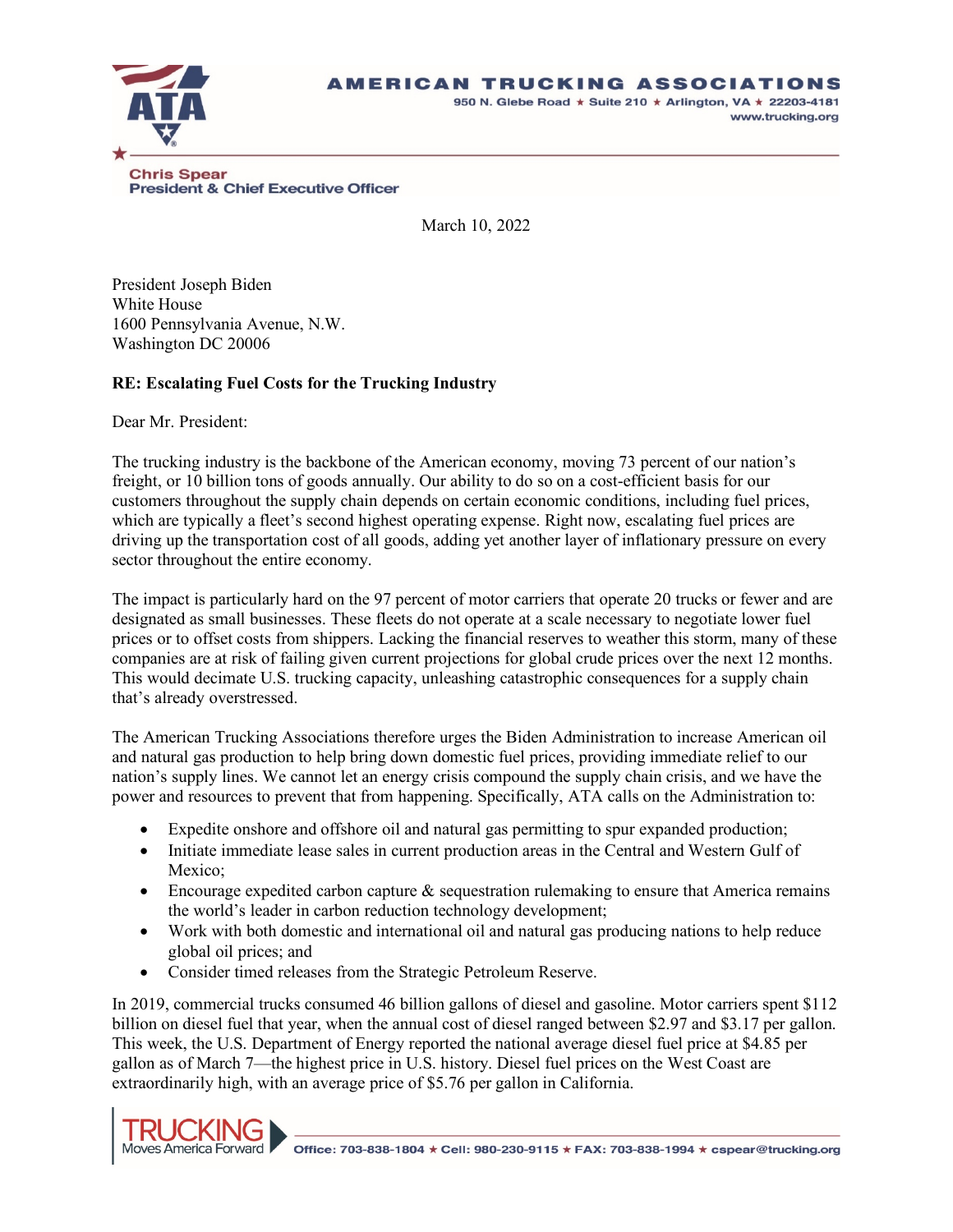**AMERICAN TRUCKING ASSOCIATIONS**

950 N. Glebe Road ★ Suite 210 ★ Arlington, VA ★ 22203-4181
www.trucking.org

**Chris Spear**
**President & Chief Executive Officer**

March 10, 2022

President Joseph Biden
White House
1600 Pennsylvania Avenue, N.W.
Washington DC 20006

**RE: Escalating Fuel Costs for the Trucking Industry**

Dear Mr. President:

The trucking industry is the backbone of the American economy, moving 73 percent of our nation's freight, or 10 billion tons of goods annually. Our ability to do so on a cost-efficient basis for our customers throughout the supply chain depends on certain economic conditions, including fuel prices, which are typically a fleet's second highest operating expense. Right now, escalating fuel prices are driving up the transportation cost of all goods, adding yet another layer of inflationary pressure on every sector throughout the entire economy.

The impact is particularly hard on the 97 percent of motor carriers that operate 20 trucks or fewer and are designated as small businesses. These fleets do not operate at a scale necessary to negotiate lower fuel prices or to offset costs from shippers. Lacking the financial reserves to weather this storm, many of these companies are at risk of failing given current projections for global crude prices over the next 12 months. This would decimate U.S. trucking capacity, unleashing catastrophic consequences for a supply chain that's already overstressed.

The American Trucking Associations therefore urges the Biden Administration to increase American oil and natural gas production to help bring down domestic fuel prices, providing immediate relief to our nation's supply lines. We cannot let an energy crisis compound the supply chain crisis, and we have the power and resources to prevent that from happening. Specifically, ATA calls on the Administration to:

- Expedite onshore and offshore oil and natural gas permitting to spur expanded production;
- Initiate immediate lease sales in current production areas in the Central and Western Gulf of Mexico;
- Encourage expedited carbon capture & sequestration rulemaking to ensure that America remains the world's leader in carbon reduction technology development;
- Work with both domestic and international oil and natural gas producing nations to help reduce global oil prices; and
- Consider timed releases from the Strategic Petroleum Reserve.

In 2019, commercial trucks consumed 46 billion gallons of diesel and gasoline. Motor carriers spent $112 billion on diesel fuel that year, when the annual cost of diesel ranged between $2.97 and $3.17 per gallon. This week, the U.S. Department of Energy reported the national average diesel fuel price at $4.85 per gallon as of March 7—the highest price in U.S. history. Diesel fuel prices on the West Coast are extraordinarily high, with an average price of $5.76 per gallon in California.

TRUCKING Moves America Forward

Office: 703-838-1804 ★ Cell: 980-230-9115 ★ FAX: 703-838-1994 ★ cspear@trucking.org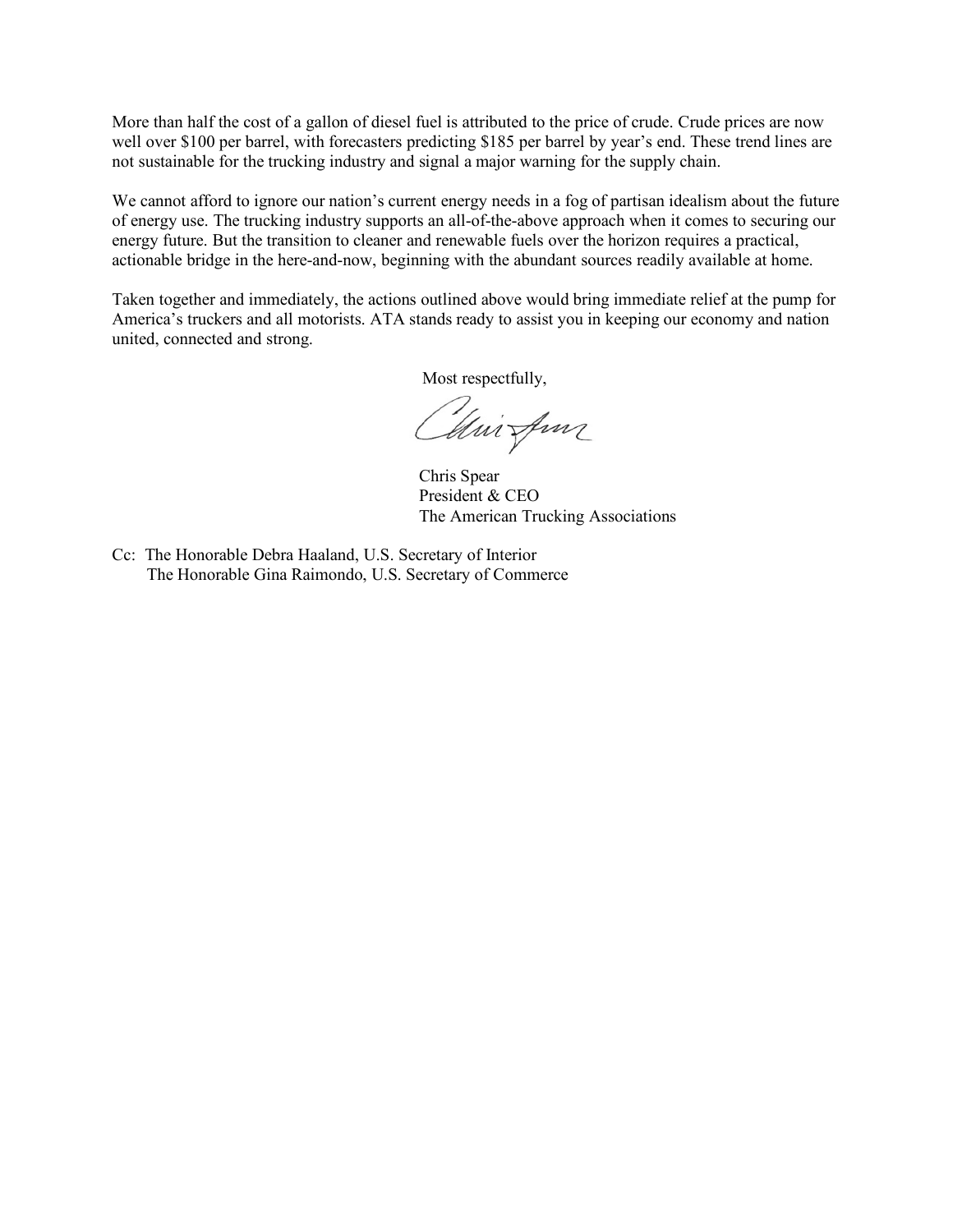More than half the cost of a gallon of diesel fuel is attributed to the price of crude. Crude prices are now well over $100 per barrel, with forecasters predicting $185 per barrel by year's end. These trend lines are not sustainable for the trucking industry and signal a major warning for the supply chain.

We cannot afford to ignore our nation's current energy needs in a fog of partisan idealism about the future of energy use. The trucking industry supports an all-of-the-above approach when it comes to securing our energy future. But the transition to cleaner and renewable fuels over the horizon requires a practical, actionable bridge in the here-and-now, beginning with the abundant sources readily available at home.

Taken together and immediately, the actions outlined above would bring immediate relief at the pump for America's truckers and all motorists. ATA stands ready to assist you in keeping our economy and nation united, connected and strong.

Most respectfully,

Chris Spear
President & CEO
The American Trucking Associations

Cc: The Honorable Debra Haaland, U.S. Secretary of Interior
The Honorable Gina Raimondo, U.S. Secretary of Commerce